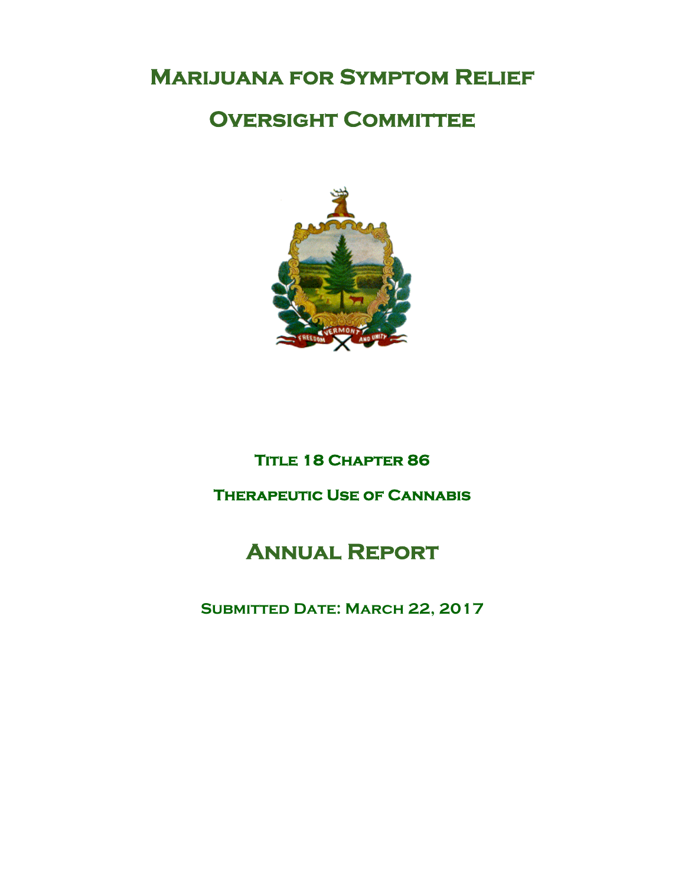# Marijuana for Symptom Relief

# Oversight Committee

## Title 18 Chapter 86

## Therapeutic Use of Cannabis

# Annual Report

## Submitted Date: March 22, 2017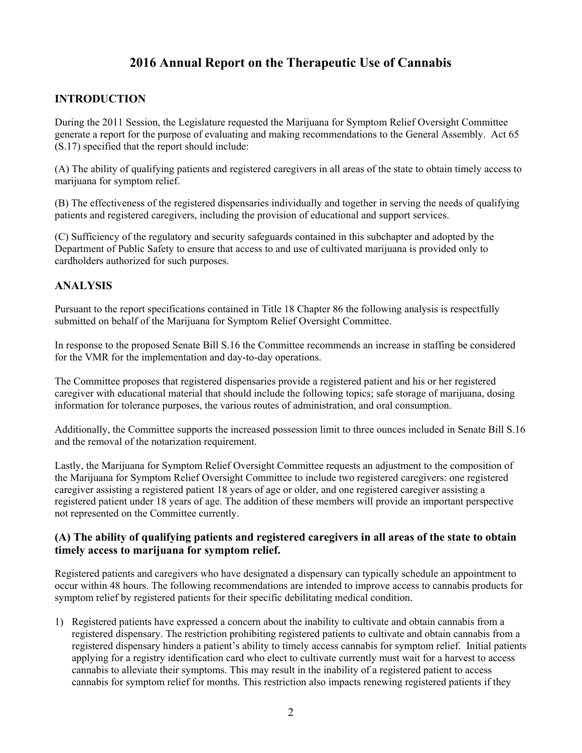# 2016 Annual Report on the Therapeutic Use of Cannabis

## INTRODUCTION

During the 2011 Session, the Legislature requested the Marijuana for Symptom Relief Oversight Committee generate a report for the purpose of evaluating and making recommendations to the General Assembly. Act 65 (S.17) specified that the report should include:

(A) The ability of qualifying patients and registered caregivers in all areas of the state to obtain timely access to marijuana for symptom relief.

(B) The effectiveness of the registered dispensaries individually and together in serving the needs of qualifying patients and registered caregivers, including the provision of educational and support services.

(C) Sufficiency of the regulatory and security safeguards contained in this subchapter and adopted by the Department of Public Safety to ensure that access to and use of cultivated marijuana is provided only to cardholders authorized for such purposes.

## ANALYSIS

Pursuant to the report specifications contained in Title 18 Chapter 86 the following analysis is respectfully submitted on behalf of the Marijuana for Symptom Relief Oversight Committee.

In response to the proposed Senate Bill S.16 the Committee recommends an increase in staffing be considered for the VMR for the implementation and day-to-day operations.

The Committee proposes that registered dispensaries provide a registered patient and his or her registered caregiver with educational material that should include the following topics; safe storage of marijuana, dosing information for tolerance purposes, the various routes of administration, and oral consumption.

Additionally, the Committee supports the increased possession limit to three ounces included in Senate Bill S.16 and the removal of the notarization requirement.

Lastly, the Marijuana for Symptom Relief Oversight Committee requests an adjustment to the composition of the Marijuana for Symptom Relief Oversight Committee to include two registered caregivers: one registered caregiver assisting a registered patient 18 years of age or older, and one registered caregiver assisting a registered patient under 18 years of age. The addition of these members will provide an important perspective not represented on the Committee currently.

### (A) The ability of qualifying patients and registered caregivers in all areas of the state to obtain timely access to marijuana for symptom relief.

Registered patients and caregivers who have designated a dispensary can typically schedule an appointment to occur within 48 hours. The following recommendations are intended to improve access to cannabis products for symptom relief by registered patients for their specific debilitating medical condition.

1) Registered patients have expressed a concern about the inability to cultivate and obtain cannabis from a registered dispensary. The restriction prohibiting registered patients to cultivate and obtain cannabis from a registered dispensary hinders a patient's ability to timely access cannabis for symptom relief. Initial patients applying for a registry identification card who elect to cultivate currently must wait for a harvest to access cannabis to alleviate their symptoms. This may result in the inability of a registered patient to access cannabis for symptom relief for months. This restriction also impacts renewing registered patients if they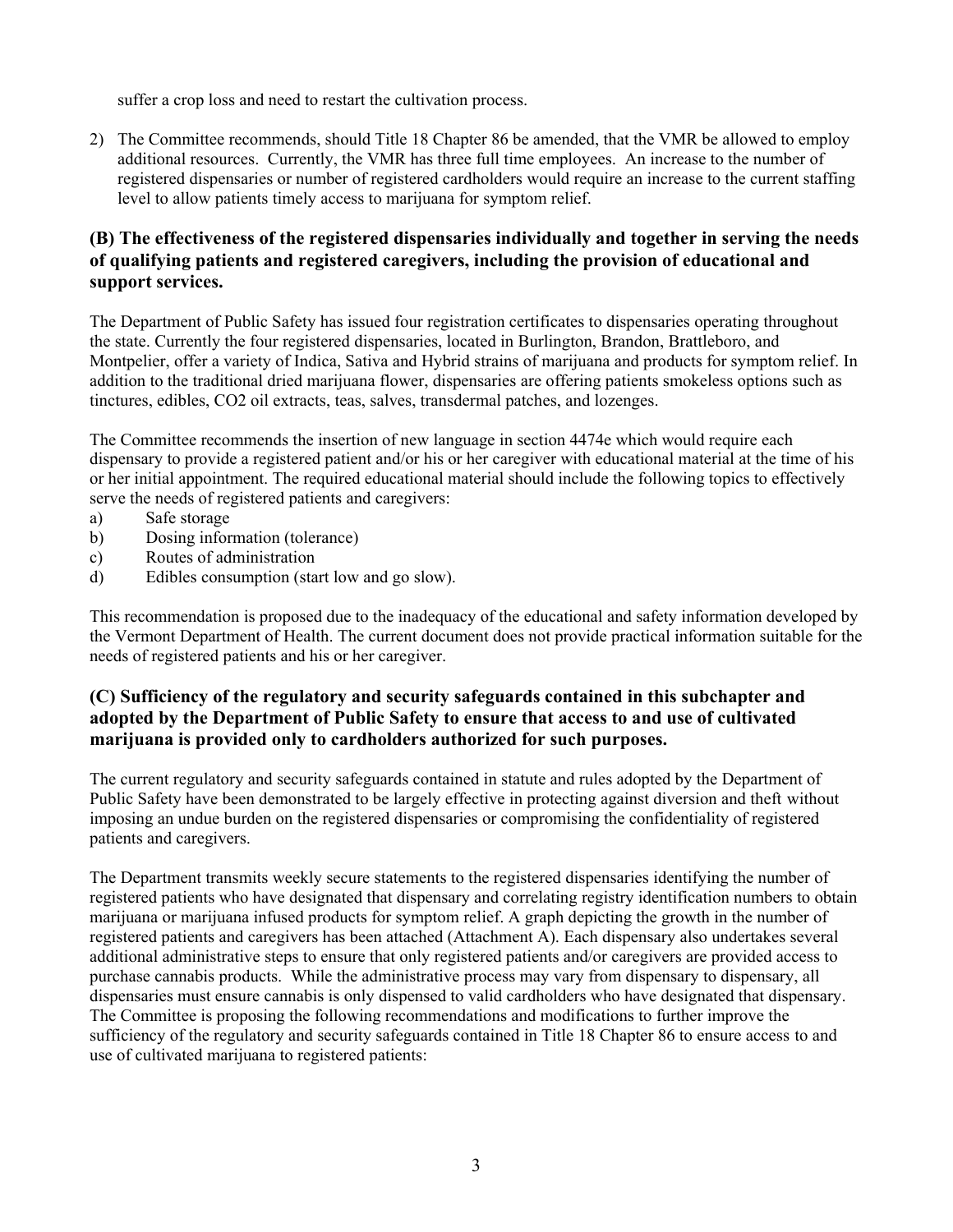suffer a crop loss and need to restart the cultivation process.

2) The Committee recommends, should Title 18 Chapter 86 be amended, that the VMR be allowed to employ additional resources. Currently, the VMR has three full time employees. An increase to the number of registered dispensaries or number of registered cardholders would require an increase to the current staffing level to allow patients timely access to marijuana for symptom relief.

### (B) The effectiveness of the registered dispensaries individually and together in serving the needs of qualifying patients and registered caregivers, including the provision of educational and support services.

The Department of Public Safety has issued four registration certificates to dispensaries operating throughout the state. Currently the four registered dispensaries, located in Burlington, Brandon, Brattleboro, and Montpelier, offer a variety of Indica, Sativa and Hybrid strains of marijuana and products for symptom relief. In addition to the traditional dried marijuana flower, dispensaries are offering patients smokeless options such as tinctures, edibles, CO2 oil extracts, teas, salves, transdermal patches, and lozenges.

The Committee recommends the insertion of new language in section 4474e which would require each dispensary to provide a registered patient and/or his or her caregiver with educational material at the time of his or her initial appointment. The required educational material should include the following topics to effectively serve the needs of registered patients and caregivers:

a) Safe storage
b) Dosing information (tolerance)
c) Routes of administration
d) Edibles consumption (start low and go slow).

This recommendation is proposed due to the inadequacy of the educational and safety information developed by the Vermont Department of Health. The current document does not provide practical information suitable for the needs of registered patients and his or her caregiver.

### (C) Sufficiency of the regulatory and security safeguards contained in this subchapter and adopted by the Department of Public Safety to ensure that access to and use of cultivated marijuana is provided only to cardholders authorized for such purposes.

The current regulatory and security safeguards contained in statute and rules adopted by the Department of Public Safety have been demonstrated to be largely effective in protecting against diversion and theft without imposing an undue burden on the registered dispensaries or compromising the confidentiality of registered patients and caregivers.

The Department transmits weekly secure statements to the registered dispensaries identifying the number of registered patients who have designated that dispensary and correlating registry identification numbers to obtain marijuana or marijuana infused products for symptom relief. A graph depicting the growth in the number of registered patients and caregivers has been attached (Attachment A). Each dispensary also undertakes several additional administrative steps to ensure that only registered patients and/or caregivers are provided access to purchase cannabis products. While the administrative process may vary from dispensary to dispensary, all dispensaries must ensure cannabis is only dispensed to valid cardholders who have designated that dispensary. The Committee is proposing the following recommendations and modifications to further improve the sufficiency of the regulatory and security safeguards contained in Title 18 Chapter 86 to ensure access to and use of cultivated marijuana to registered patients: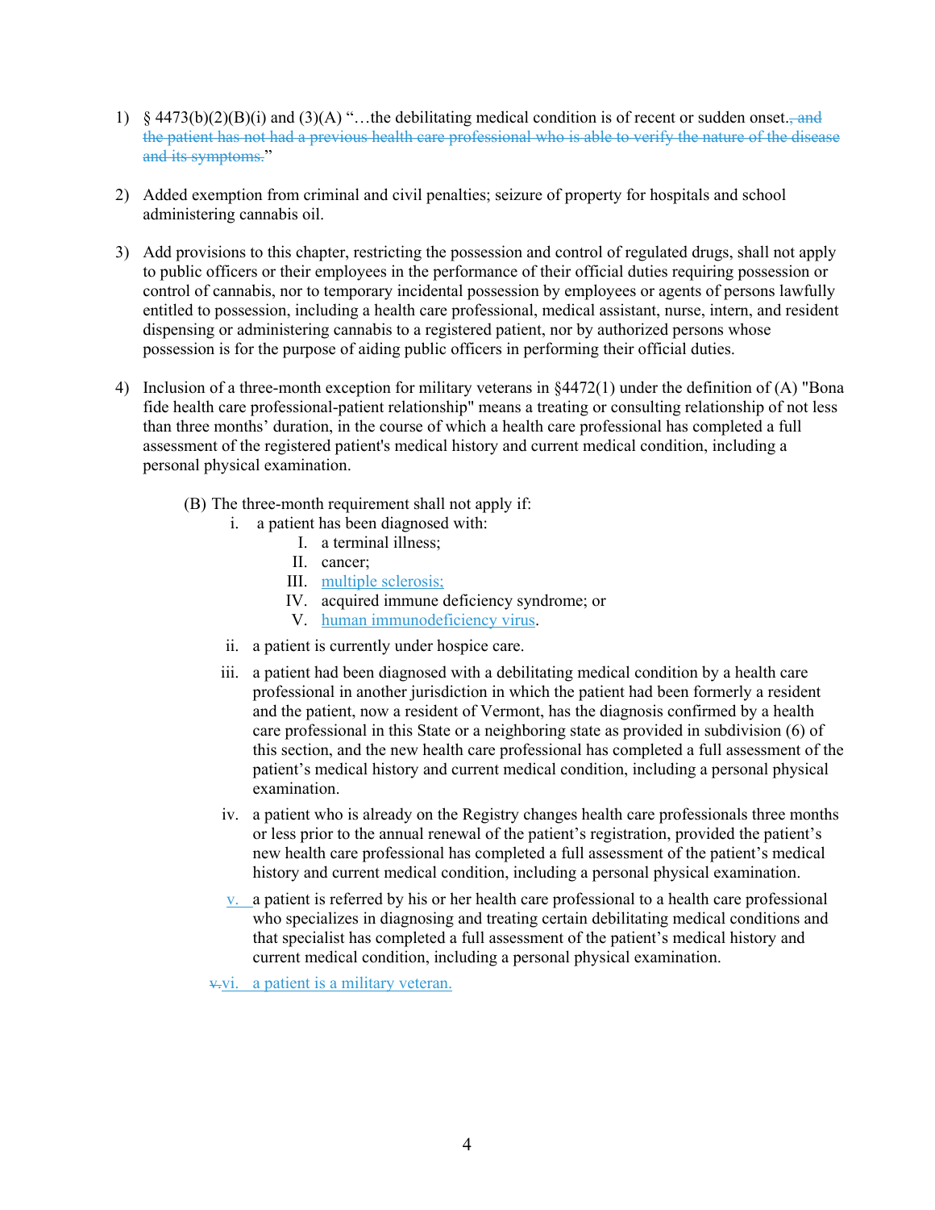1) § 4473(b)(2)(B)(i) and (3)(A) "…the debilitating medical condition is of recent or sudden onset.~~, and the patient has not had a previous health care professional who is able to verify the nature of the disease and its symptoms.~~"

2) Added exemption from criminal and civil penalties; seizure of property for hospitals and school administering cannabis oil.

3) Add provisions to this chapter, restricting the possession and control of regulated drugs, shall not apply to public officers or their employees in the performance of their official duties requiring possession or control of cannabis, nor to temporary incidental possession by employees or agents of persons lawfully entitled to possession, including a health care professional, medical assistant, nurse, intern, and resident dispensing or administering cannabis to a registered patient, nor by authorized persons whose possession is for the purpose of aiding public officers in performing their official duties.

4) Inclusion of a three-month exception for military veterans in §4472(1) under the definition of (A) "Bona fide health care professional-patient relationship" means a treating or consulting relationship of not less than three months' duration, in the course of which a health care professional has completed a full assessment of the registered patient's medical history and current medical condition, including a personal physical examination.

   (B) The three-month requirement shall not apply if:

   i. a patient has been diagnosed with:
      - I. a terminal illness;
      - II. cancer;
      - III. multiple sclerosis;
      - IV. acquired immune deficiency syndrome; or
      - V. human immunodeficiency virus.

   ii. a patient is currently under hospice care.

   iii. a patient had been diagnosed with a debilitating medical condition by a health care professional in another jurisdiction in which the patient had been formerly a resident and the patient, now a resident of Vermont, has the diagnosis confirmed by a health care professional in this State or a neighboring state as provided in subdivision (6) of this section, and the new health care professional has completed a full assessment of the patient's medical history and current medical condition, including a personal physical examination.

   iv. a patient who is already on the Registry changes health care professionals three months or less prior to the annual renewal of the patient's registration, provided the patient's new health care professional has completed a full assessment of the patient's medical history and current medical condition, including a personal physical examination.

   v. a patient is referred by his or her health care professional to a health care professional who specializes in diagnosing and treating certain debilitating medical conditions and that specialist has completed a full assessment of the patient's medical history and current medical condition, including a personal physical examination.

   ~~v.~~vi. a patient is a military veteran.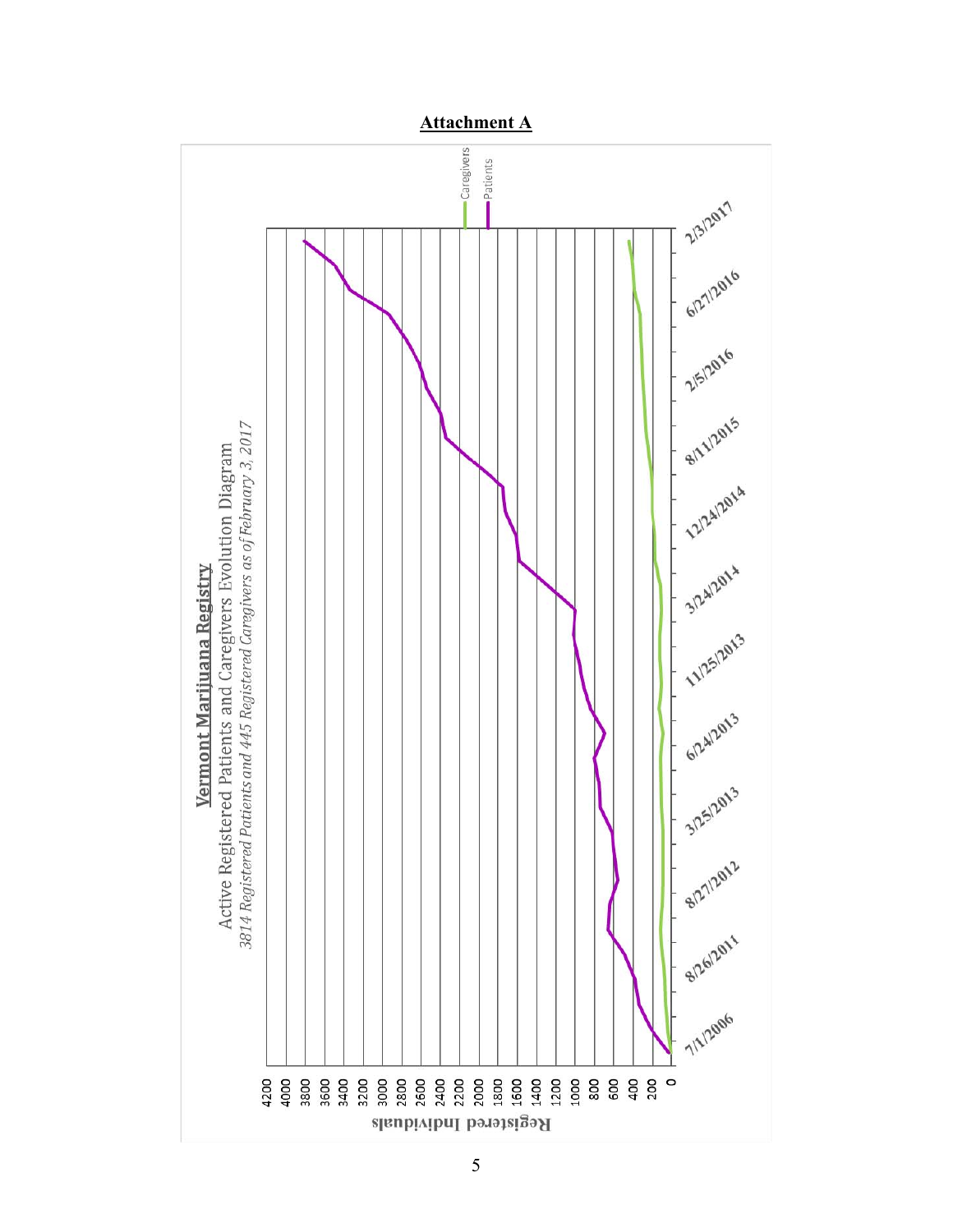**Attachment A**

**Vermont Marijuana Registry**

Active Registered Patients and Caregivers Evolution Diagram

*3814 Registered Patients and 445 Registered Caregivers as of February 3, 2017*

Registered Individuals

4200
4000
3800
3600
3400
3200
3000
2800
2600
2400
2200
2000
1800
1600
1400
1200
1000
800
600
400
200
0

7/1/2006
8/26/2011
8/27/2012
3/25/2013
6/24/2013
11/25/2013
3/24/2014
12/24/2014
8/11/2015
2/5/2016
6/27/2016
2/3/2017

Caregivers
Patients